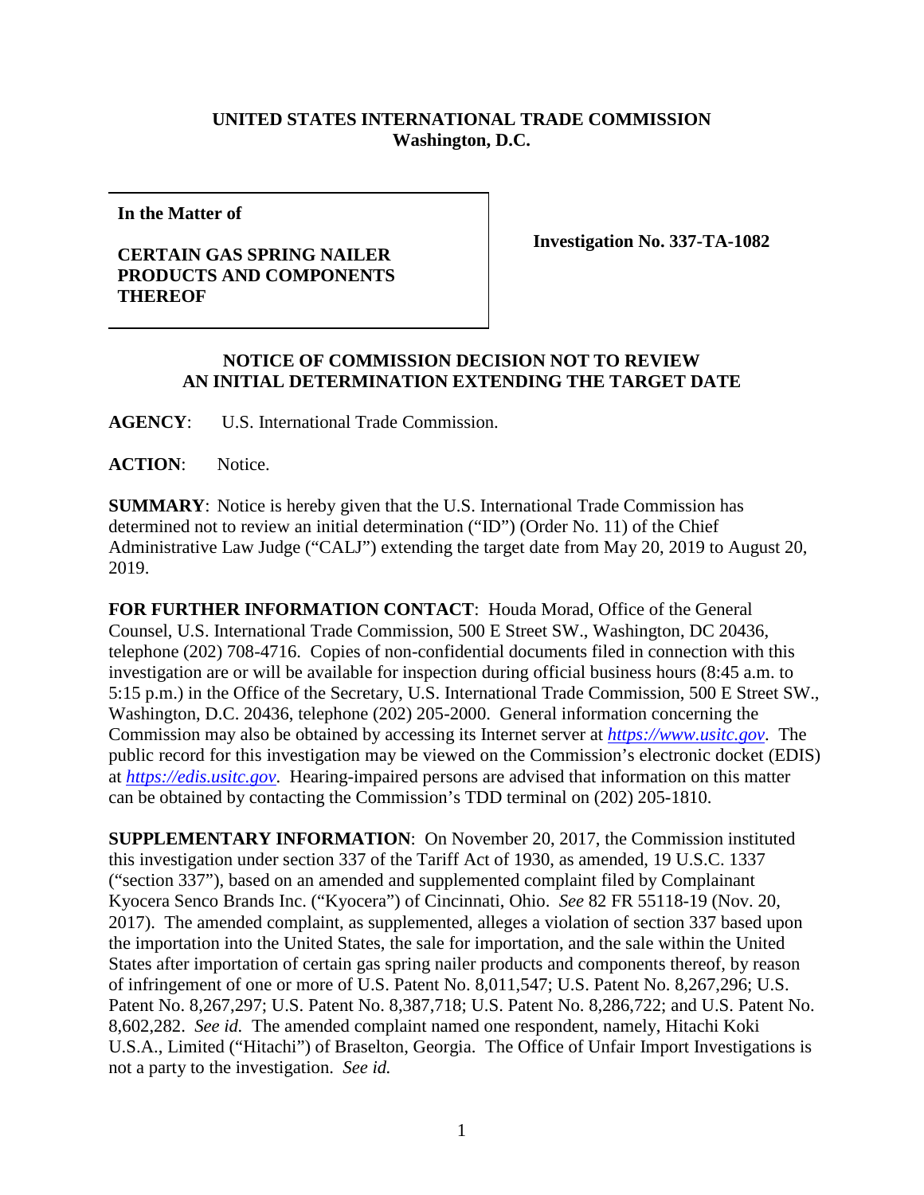**UNITED STATES INTERNATIONAL TRADE COMMISSION**
**Washington, D.C.**

| **In the Matter of** <br><br> **CERTAIN GAS SPRING NAILER PRODUCTS AND COMPONENTS THEREOF** | **Investigation No. 337-TA-1082** |
| --- | --- |

**NOTICE OF COMMISSION DECISION NOT TO REVIEW AN INITIAL DETERMINATION EXTENDING THE TARGET DATE**

**AGENCY**: U.S. International Trade Commission.

**ACTION**: Notice.

**SUMMARY**: Notice is hereby given that the U.S. International Trade Commission has determined not to review an initial determination ("ID") (Order No. 11) of the Chief Administrative Law Judge ("CALJ") extending the target date from May 20, 2019 to August 20, 2019.

**FOR FURTHER INFORMATION CONTACT**: Houda Morad, Office of the General Counsel, U.S. International Trade Commission, 500 E Street SW., Washington, DC 20436, telephone (202) 708-4716. Copies of non-confidential documents filed in connection with this investigation are or will be available for inspection during official business hours (8:45 a.m. to 5:15 p.m.) in the Office of the Secretary, U.S. International Trade Commission, 500 E Street SW., Washington, D.C. 20436, telephone (202) 205-2000. General information concerning the Commission may also be obtained by accessing its Internet server at *https://www.usitc.gov*. The public record for this investigation may be viewed on the Commission's electronic docket (EDIS) at *https://edis.usitc.gov*. Hearing-impaired persons are advised that information on this matter can be obtained by contacting the Commission's TDD terminal on (202) 205-1810.

**SUPPLEMENTARY INFORMATION**: On November 20, 2017, the Commission instituted this investigation under section 337 of the Tariff Act of 1930, as amended, 19 U.S.C. 1337 ("section 337"), based on an amended and supplemented complaint filed by Complainant Kyocera Senco Brands Inc. ("Kyocera") of Cincinnati, Ohio. *See* 82 FR 55118-19 (Nov. 20, 2017). The amended complaint, as supplemented, alleges a violation of section 337 based upon the importation into the United States, the sale for importation, and the sale within the United States after importation of certain gas spring nailer products and components thereof, by reason of infringement of one or more of U.S. Patent No. 8,011,547; U.S. Patent No. 8,267,296; U.S. Patent No. 8,267,297; U.S. Patent No. 8,387,718; U.S. Patent No. 8,286,722; and U.S. Patent No. 8,602,282. *See id.* The amended complaint named one respondent, namely, Hitachi Koki U.S.A., Limited ("Hitachi") of Braselton, Georgia. The Office of Unfair Import Investigations is not a party to the investigation. *See id.*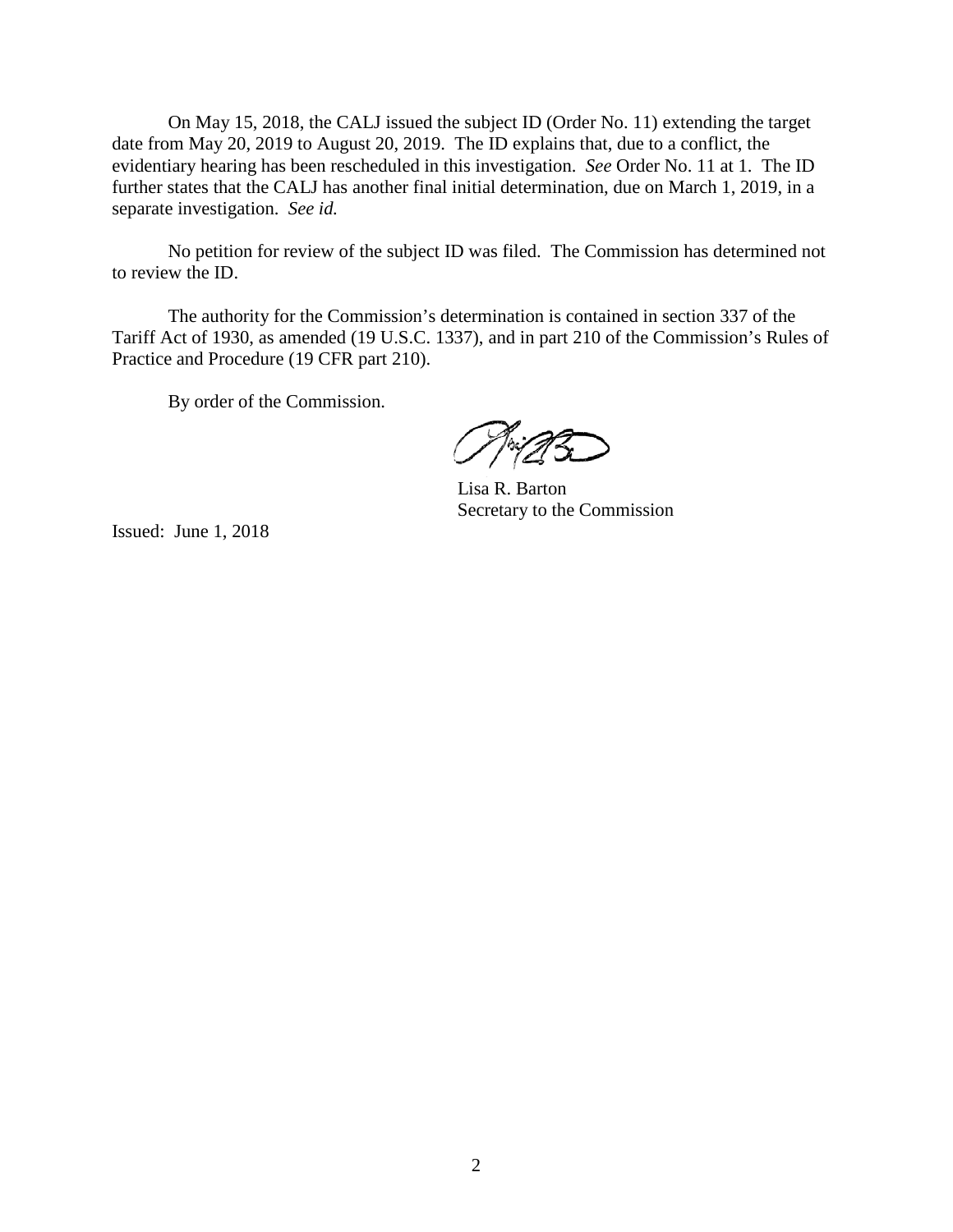On May 15, 2018, the CALJ issued the subject ID (Order No. 11) extending the target date from May 20, 2019 to August 20, 2019. The ID explains that, due to a conflict, the evidentiary hearing has been rescheduled in this investigation. *See* Order No. 11 at 1. The ID further states that the CALJ has another final initial determination, due on March 1, 2019, in a separate investigation. *See id.*

No petition for review of the subject ID was filed. The Commission has determined not to review the ID.

The authority for the Commission's determination is contained in section 337 of the Tariff Act of 1930, as amended (19 U.S.C. 1337), and in part 210 of the Commission's Rules of Practice and Procedure (19 CFR part 210).

By order of the Commission.

Lisa R. Barton
Secretary to the Commission

Issued: June 1, 2018